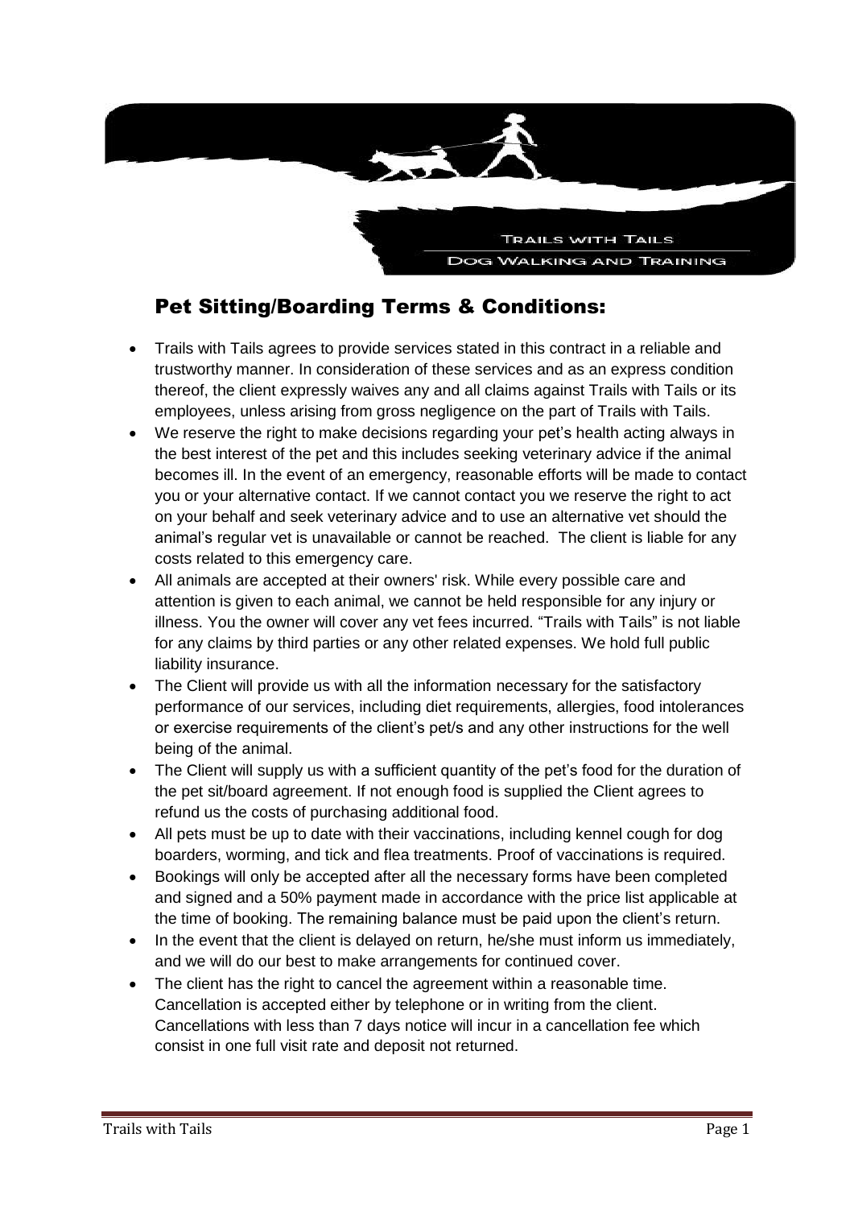TRAILS WITH TAILS

DOG WALKING AND TRAINING

## Pet Sitting/Boarding Terms & Conditions:

- Trails with Tails agrees to provide services stated in this contract in a reliable and trustworthy manner. In consideration of these services and as an express condition thereof, the client expressly waives any and all claims against Trails with Tails or its employees, unless arising from gross negligence on the part of Trails with Tails.
- We reserve the right to make decisions regarding your pet's health acting always in the best interest of the pet and this includes seeking veterinary advice if the animal becomes ill. In the event of an emergency, reasonable efforts will be made to contact you or your alternative contact. If we cannot contact you we reserve the right to act on your behalf and seek veterinary advice and to use an alternative vet should the animal's regular vet is unavailable or cannot be reached. The client is liable for any costs related to this emergency care.
- All animals are accepted at their owners' risk. While every possible care and attention is given to each animal, we cannot be held responsible for any injury or illness. You the owner will cover any vet fees incurred. "Trails with Tails" is not liable for any claims by third parties or any other related expenses. We hold full public liability insurance.
- The Client will provide us with all the information necessary for the satisfactory performance of our services, including diet requirements, allergies, food intolerances or exercise requirements of the client's pet/s and any other instructions for the well being of the animal.
- The Client will supply us with a sufficient quantity of the pet's food for the duration of the pet sit/board agreement. If not enough food is supplied the Client agrees to refund us the costs of purchasing additional food.
- All pets must be up to date with their vaccinations, including kennel cough for dog boarders, worming, and tick and flea treatments. Proof of vaccinations is required.
- Bookings will only be accepted after all the necessary forms have been completed and signed and a 50% payment made in accordance with the price list applicable at the time of booking. The remaining balance must be paid upon the client's return.
- In the event that the client is delayed on return, he/she must inform us immediately, and we will do our best to make arrangements for continued cover.
- The client has the right to cancel the agreement within a reasonable time. Cancellation is accepted either by telephone or in writing from the client. Cancellations with less than 7 days notice will incur in a cancellation fee which consist in one full visit rate and deposit not returned.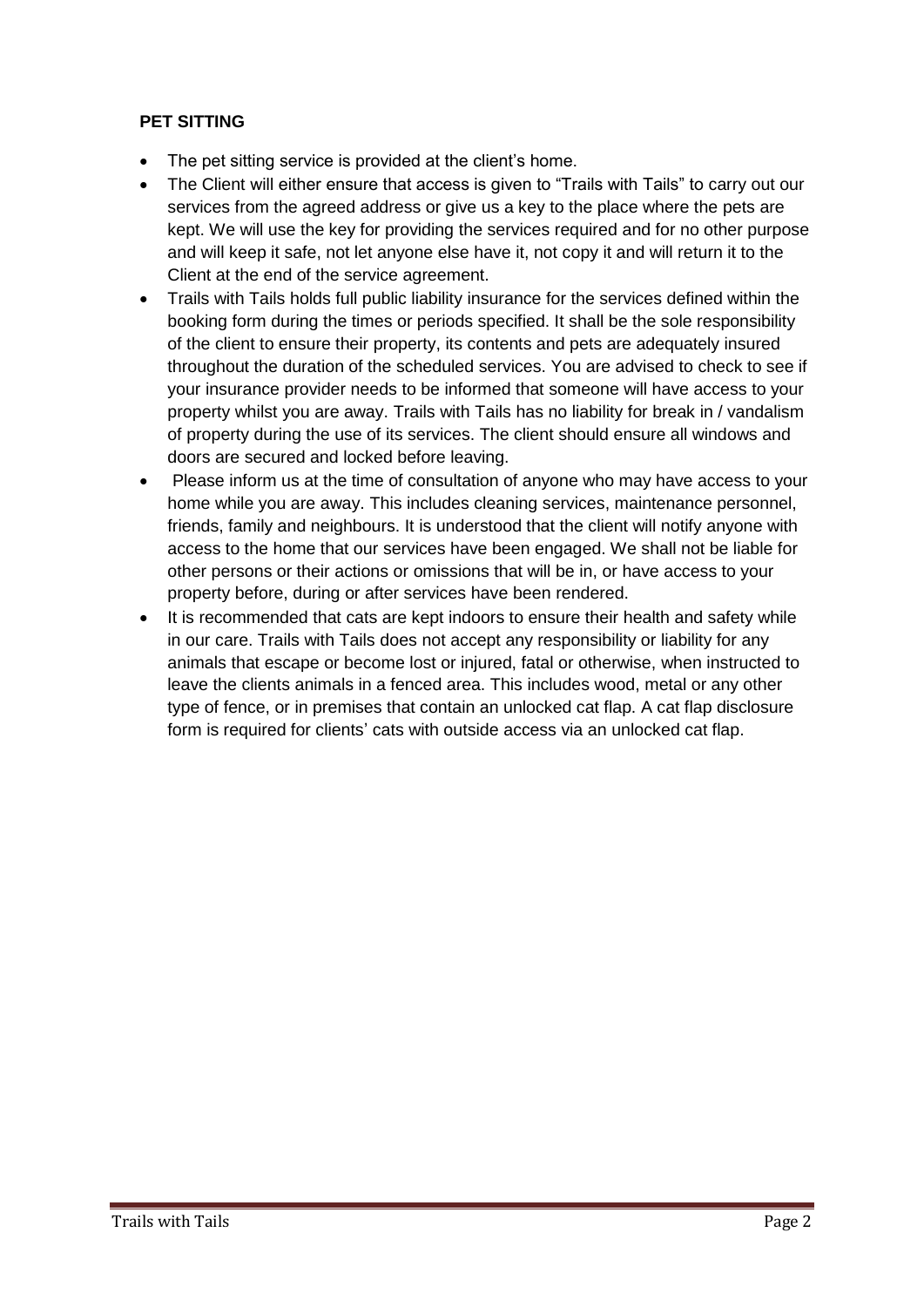**PET SITTING**

- The pet sitting service is provided at the client's home.
- The Client will either ensure that access is given to "Trails with Tails" to carry out our services from the agreed address or give us a key to the place where the pets are kept. We will use the key for providing the services required and for no other purpose and will keep it safe, not let anyone else have it, not copy it and will return it to the Client at the end of the service agreement.
- Trails with Tails holds full public liability insurance for the services defined within the booking form during the times or periods specified. It shall be the sole responsibility of the client to ensure their property, its contents and pets are adequately insured throughout the duration of the scheduled services. You are advised to check to see if your insurance provider needs to be informed that someone will have access to your property whilst you are away. Trails with Tails has no liability for break in / vandalism of property during the use of its services. The client should ensure all windows and doors are secured and locked before leaving.
- Please inform us at the time of consultation of anyone who may have access to your home while you are away. This includes cleaning services, maintenance personnel, friends, family and neighbours. It is understood that the client will notify anyone with access to the home that our services have been engaged. We shall not be liable for other persons or their actions or omissions that will be in, or have access to your property before, during or after services have been rendered.
- It is recommended that cats are kept indoors to ensure their health and safety while in our care. Trails with Tails does not accept any responsibility or liability for any animals that escape or become lost or injured, fatal or otherwise, when instructed to leave the clients animals in a fenced area. This includes wood, metal or any other type of fence, or in premises that contain an unlocked cat flap. A cat flap disclosure form is required for clients' cats with outside access via an unlocked cat flap.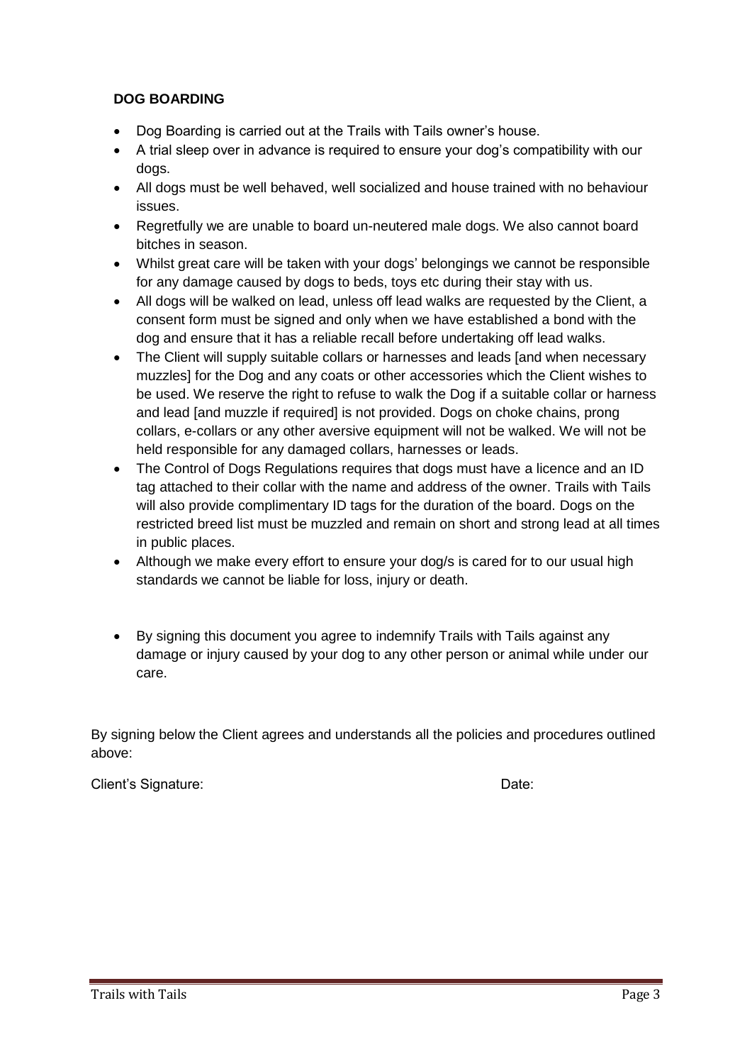**DOG BOARDING**

- Dog Boarding is carried out at the Trails with Tails owner's house.
- A trial sleep over in advance is required to ensure your dog's compatibility with our dogs.
- All dogs must be well behaved, well socialized and house trained with no behaviour issues.
- Regretfully we are unable to board un-neutered male dogs. We also cannot board bitches in season.
- Whilst great care will be taken with your dogs' belongings we cannot be responsible for any damage caused by dogs to beds, toys etc during their stay with us.
- All dogs will be walked on lead, unless off lead walks are requested by the Client, a consent form must be signed and only when we have established a bond with the dog and ensure that it has a reliable recall before undertaking off lead walks.
- The Client will supply suitable collars or harnesses and leads [and when necessary muzzles] for the Dog and any coats or other accessories which the Client wishes to be used. We reserve the right to refuse to walk the Dog if a suitable collar or harness and lead [and muzzle if required] is not provided. Dogs on choke chains, prong collars, e-collars or any other aversive equipment will not be walked. We will not be held responsible for any damaged collars, harnesses or leads.
- The Control of Dogs Regulations requires that dogs must have a licence and an ID tag attached to their collar with the name and address of the owner. Trails with Tails will also provide complimentary ID tags for the duration of the board. Dogs on the restricted breed list must be muzzled and remain on short and strong lead at all times in public places.
- Although we make every effort to ensure your dog/s is cared for to our usual high standards we cannot be liable for loss, injury or death.
- By signing this document you agree to indemnify Trails with Tails against any damage or injury caused by your dog to any other person or animal while under our care.

By signing below the Client agrees and understands all the policies and procedures outlined above:

Client's Signature: Date: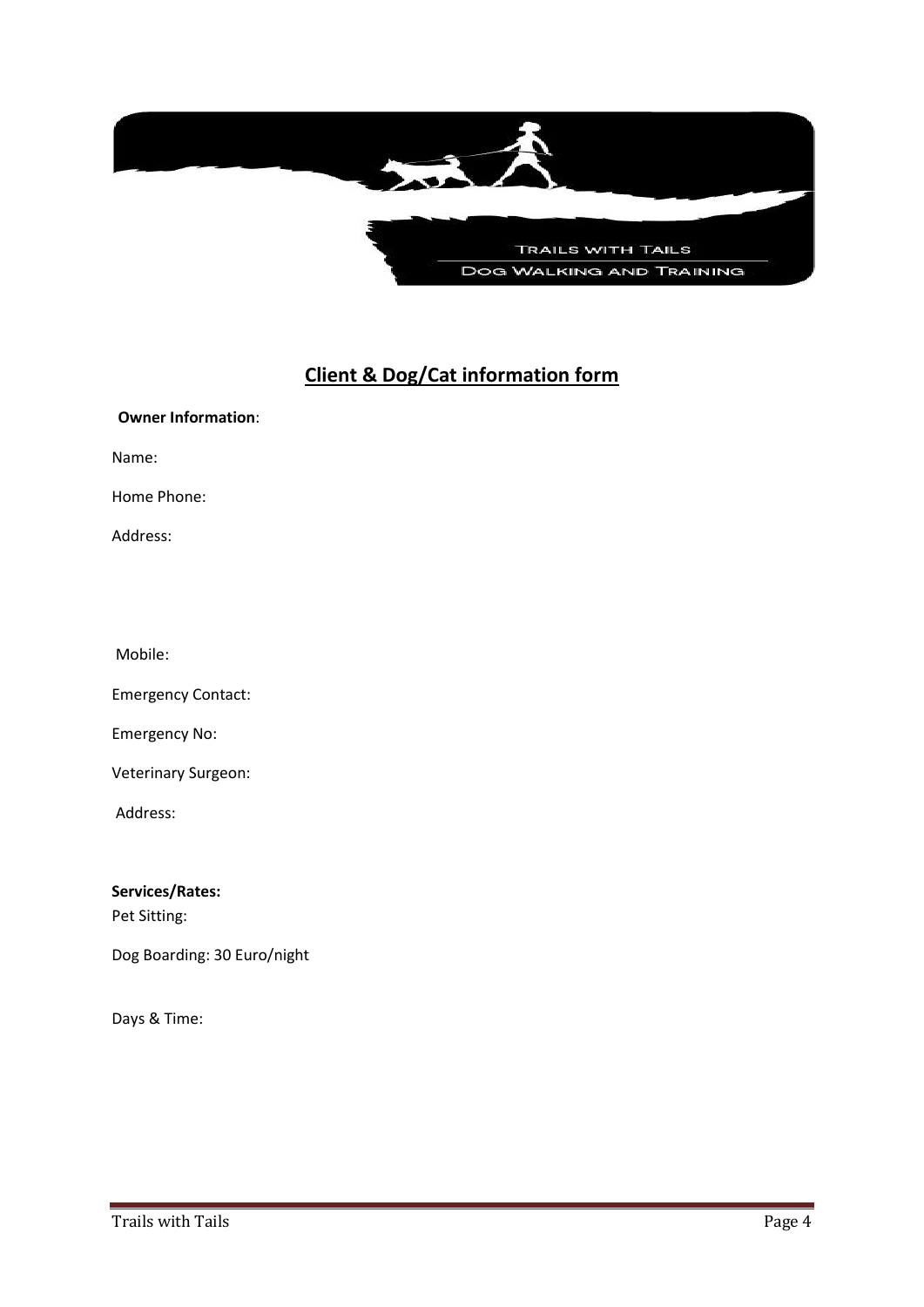TRAILS WITH TAILS

DOG WALKING AND TRAINING

## Client & Dog/Cat information form

**Owner Information**:

Name:

Home Phone:

Address:

Mobile:

Emergency Contact:

Emergency No:

Veterinary Surgeon:

Address:

**Services/Rates:**

Pet Sitting:

Dog Boarding: 30 Euro/night

Days & Time: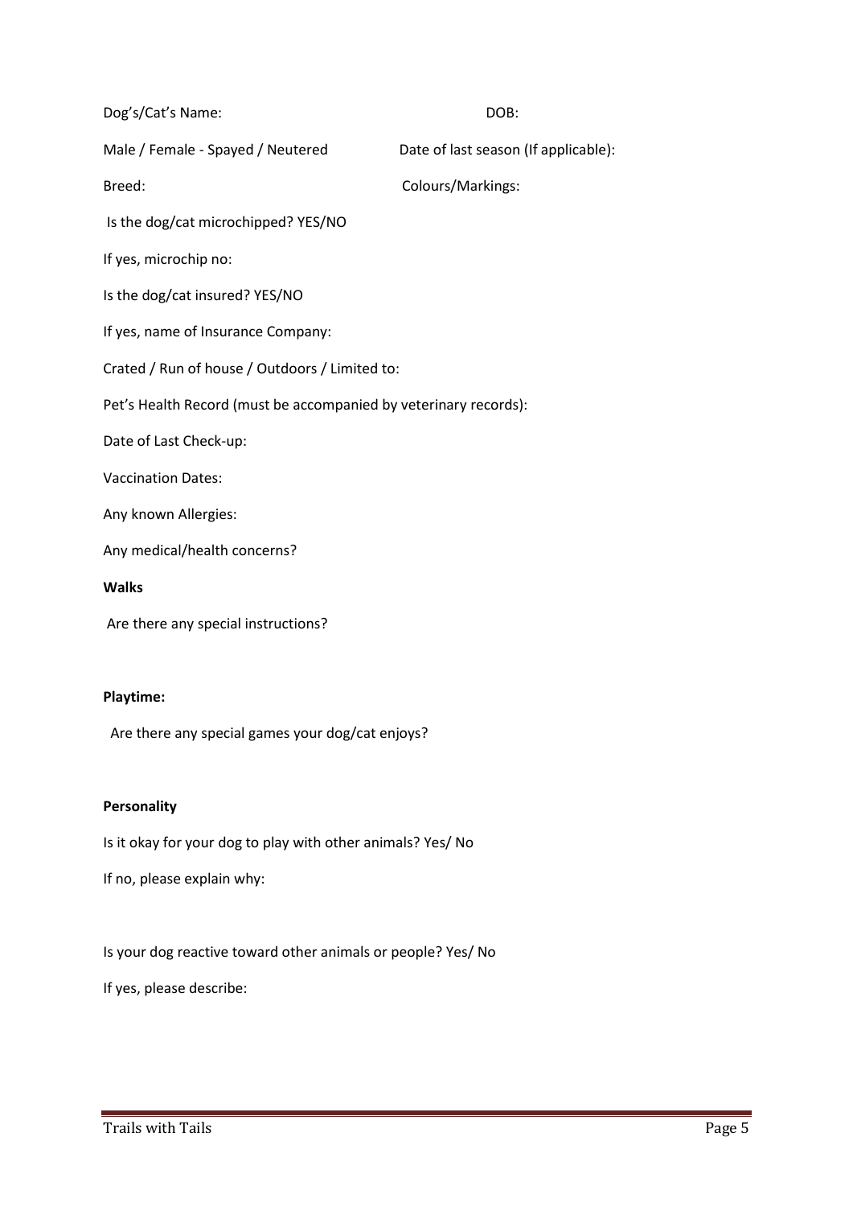Dog's/Cat's Name: DOB:

Male / Female - Spayed / Neutered Date of last season (If applicable):

Breed: Colours/Markings:

Is the dog/cat microchipped? YES/NO

If yes, microchip no:

Is the dog/cat insured? YES/NO

If yes, name of Insurance Company:

Crated / Run of house / Outdoors / Limited to:

Pet's Health Record (must be accompanied by veterinary records):

Date of Last Check-up:

Vaccination Dates:

Any known Allergies:

Any medical/health concerns?

**Walks**

Are there any special instructions?

**Playtime:**

Are there any special games your dog/cat enjoys?

**Personality**

Is it okay for your dog to play with other animals? Yes/ No

If no, please explain why:

Is your dog reactive toward other animals or people? Yes/ No

If yes, please describe: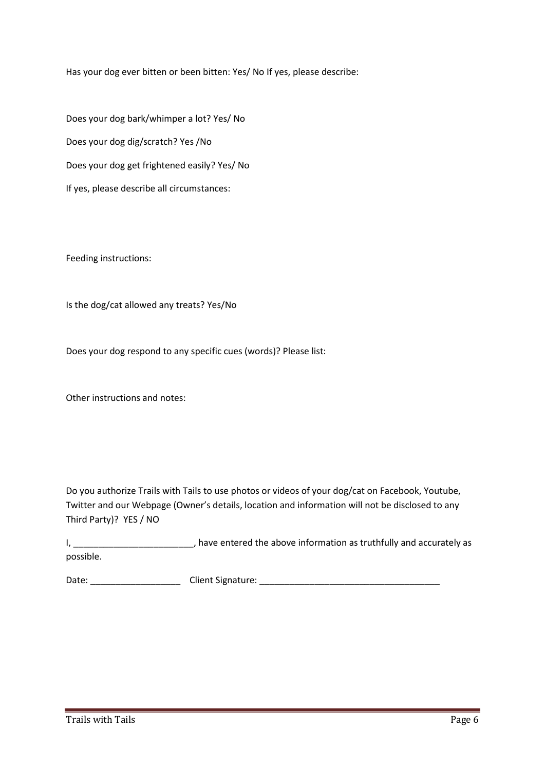Has your dog ever bitten or been bitten: Yes/ No If yes, please describe:

Does your dog bark/whimper a lot? Yes/ No

Does your dog dig/scratch? Yes /No

Does your dog get frightened easily? Yes/ No

If yes, please describe all circumstances:

Feeding instructions:

Is the dog/cat allowed any treats? Yes/No

Does your dog respond to any specific cues (words)? Please list:

Other instructions and notes:

Do you authorize Trails with Tails to use photos or videos of your dog/cat on Facebook, Youtube, Twitter and our Webpage (Owner's details, location and information will not be disclosed to any Third Party)? YES / NO

I, ________________________, have entered the above information as truthfully and accurately as possible.

Date: __________________ Client Signature: ____________________________________